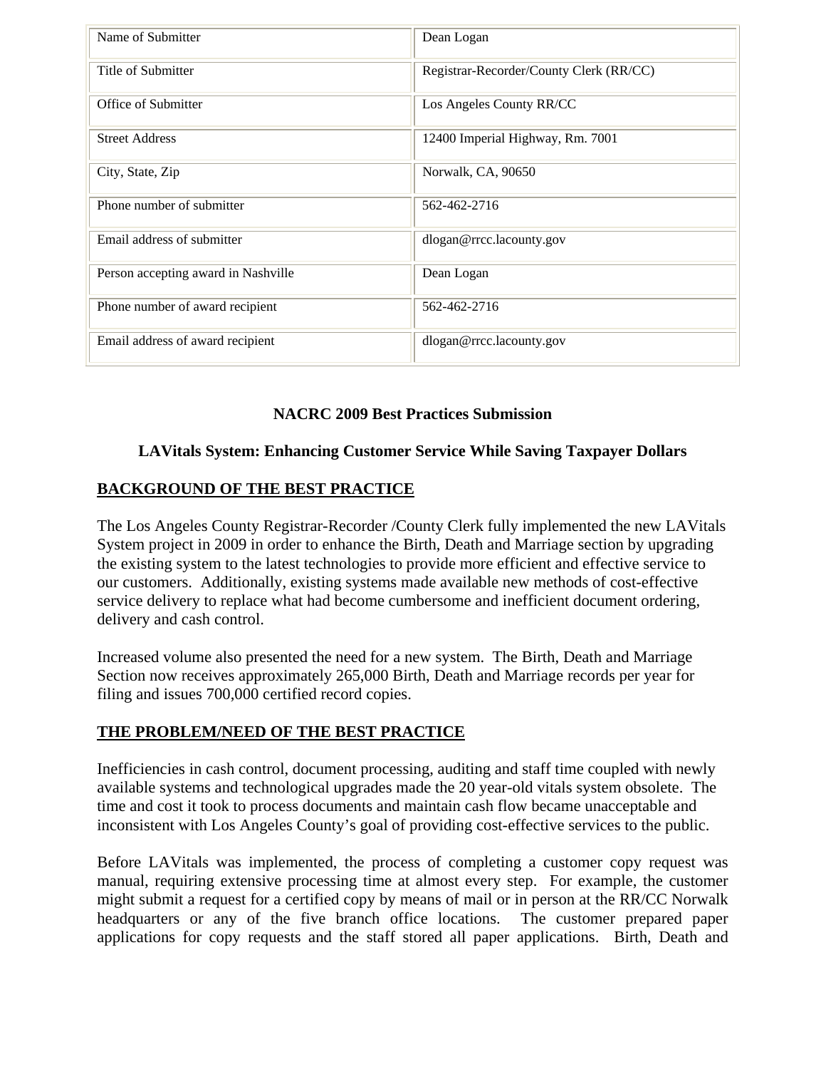| Name of Submitter | Dean Logan |
| --- | --- |
| Title of Submitter | Registrar-Recorder/County Clerk (RR/CC) |
| Office of Submitter | Los Angeles County RR/CC |
| Street Address | 12400 Imperial Highway, Rm. 7001 |
| City, State, Zip | Norwalk, CA, 90650 |
| Phone number of submitter | 562-462-2716 |
| Email address of submitter | dlogan@rrcc.lacounty.gov |
| Person accepting award in Nashville | Dean Logan |
| Phone number of award recipient | 562-462-2716 |
| Email address of award recipient | dlogan@rrcc.lacounty.gov |

**NACRC 2009 Best Practices Submission**

**LAVitals System: Enhancing Customer Service While Saving Taxpayer Dollars**

## BACKGROUND OF THE BEST PRACTICE

The Los Angeles County Registrar-Recorder /County Clerk fully implemented the new LAVitals System project in 2009 in order to enhance the Birth, Death and Marriage section by upgrading the existing system to the latest technologies to provide more efficient and effective service to our customers. Additionally, existing systems made available new methods of cost-effective service delivery to replace what had become cumbersome and inefficient document ordering, delivery and cash control.

Increased volume also presented the need for a new system. The Birth, Death and Marriage Section now receives approximately 265,000 Birth, Death and Marriage records per year for filing and issues 700,000 certified record copies.

## THE PROBLEM/NEED OF THE BEST PRACTICE

Inefficiencies in cash control, document processing, auditing and staff time coupled with newly available systems and technological upgrades made the 20 year-old vitals system obsolete. The time and cost it took to process documents and maintain cash flow became unacceptable and inconsistent with Los Angeles County's goal of providing cost-effective services to the public.

Before LAVitals was implemented, the process of completing a customer copy request was manual, requiring extensive processing time at almost every step. For example, the customer might submit a request for a certified copy by means of mail or in person at the RR/CC Norwalk headquarters or any of the five branch office locations. The customer prepared paper applications for copy requests and the staff stored all paper applications. Birth, Death and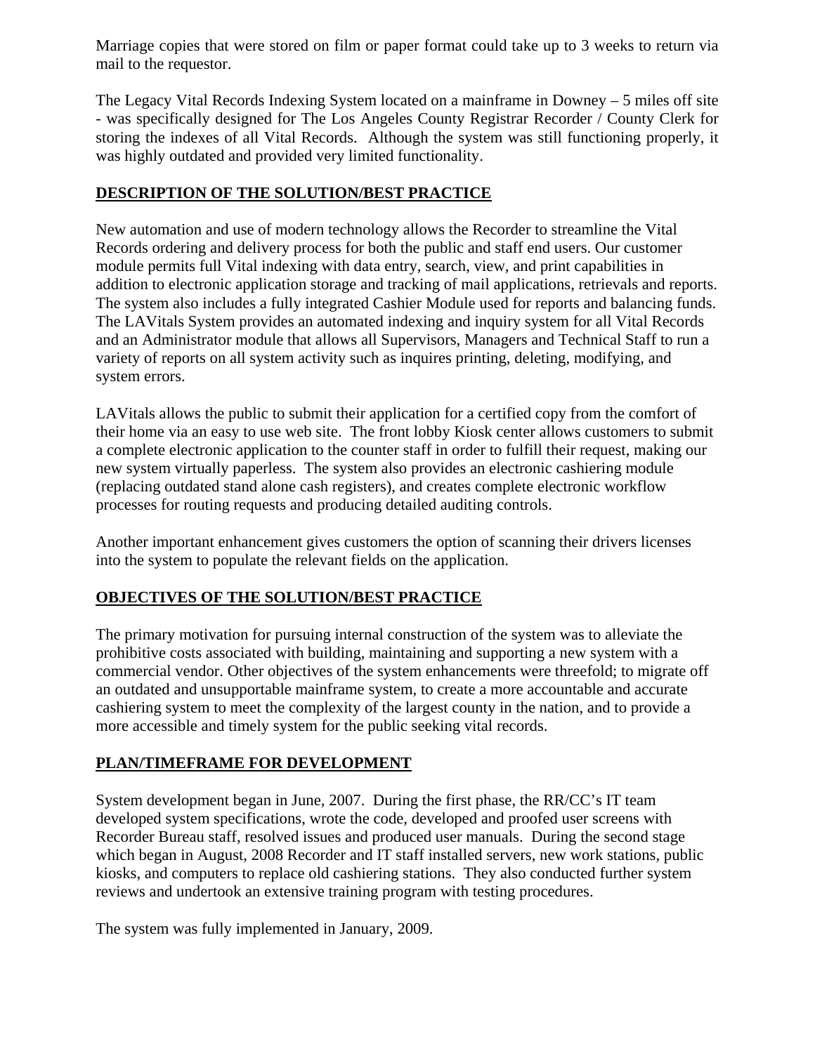Marriage copies that were stored on film or paper format could take up to 3 weeks to return via mail to the requestor.

The Legacy Vital Records Indexing System located on a mainframe in Downey – 5 miles off site - was specifically designed for The Los Angeles County Registrar Recorder / County Clerk for storing the indexes of all Vital Records. Although the system was still functioning properly, it was highly outdated and provided very limited functionality.

## DESCRIPTION OF THE SOLUTION/BEST PRACTICE

New automation and use of modern technology allows the Recorder to streamline the Vital Records ordering and delivery process for both the public and staff end users. Our customer module permits full Vital indexing with data entry, search, view, and print capabilities in addition to electronic application storage and tracking of mail applications, retrievals and reports. The system also includes a fully integrated Cashier Module used for reports and balancing funds. The LAVitals System provides an automated indexing and inquiry system for all Vital Records and an Administrator module that allows all Supervisors, Managers and Technical Staff to run a variety of reports on all system activity such as inquires printing, deleting, modifying, and system errors.

LAVitals allows the public to submit their application for a certified copy from the comfort of their home via an easy to use web site. The front lobby Kiosk center allows customers to submit a complete electronic application to the counter staff in order to fulfill their request, making our new system virtually paperless. The system also provides an electronic cashiering module (replacing outdated stand alone cash registers), and creates complete electronic workflow processes for routing requests and producing detailed auditing controls.

Another important enhancement gives customers the option of scanning their drivers licenses into the system to populate the relevant fields on the application.

## OBJECTIVES OF THE SOLUTION/BEST PRACTICE

The primary motivation for pursuing internal construction of the system was to alleviate the prohibitive costs associated with building, maintaining and supporting a new system with a commercial vendor. Other objectives of the system enhancements were threefold; to migrate off an outdated and unsupportable mainframe system, to create a more accountable and accurate cashiering system to meet the complexity of the largest county in the nation, and to provide a more accessible and timely system for the public seeking vital records.

## PLAN/TIMEFRAME FOR DEVELOPMENT

System development began in June, 2007. During the first phase, the RR/CC's IT team developed system specifications, wrote the code, developed and proofed user screens with Recorder Bureau staff, resolved issues and produced user manuals. During the second stage which began in August, 2008 Recorder and IT staff installed servers, new work stations, public kiosks, and computers to replace old cashiering stations. They also conducted further system reviews and undertook an extensive training program with testing procedures.

The system was fully implemented in January, 2009.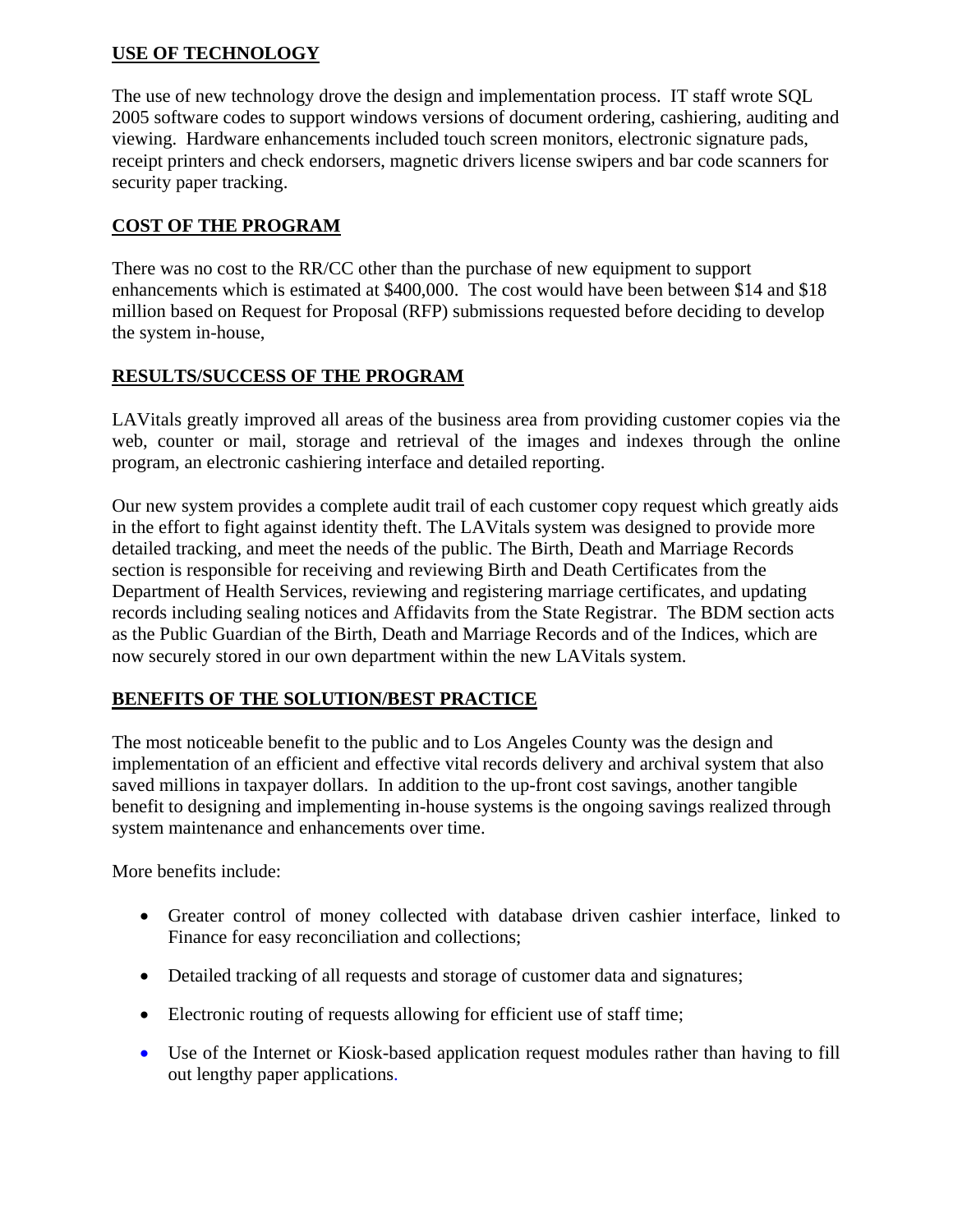## USE OF TECHNOLOGY

The use of new technology drove the design and implementation process. IT staff wrote SQL 2005 software codes to support windows versions of document ordering, cashiering, auditing and viewing. Hardware enhancements included touch screen monitors, electronic signature pads, receipt printers and check endorsers, magnetic drivers license swipers and bar code scanners for security paper tracking.

## COST OF THE PROGRAM

There was no cost to the RR/CC other than the purchase of new equipment to support enhancements which is estimated at $400,000. The cost would have been between $14 and $18 million based on Request for Proposal (RFP) submissions requested before deciding to develop the system in-house,

## RESULTS/SUCCESS OF THE PROGRAM

LAVitals greatly improved all areas of the business area from providing customer copies via the web, counter or mail, storage and retrieval of the images and indexes through the online program, an electronic cashiering interface and detailed reporting.

Our new system provides a complete audit trail of each customer copy request which greatly aids in the effort to fight against identity theft. The LAVitals system was designed to provide more detailed tracking, and meet the needs of the public. The Birth, Death and Marriage Records section is responsible for receiving and reviewing Birth and Death Certificates from the Department of Health Services, reviewing and registering marriage certificates, and updating records including sealing notices and Affidavits from the State Registrar. The BDM section acts as the Public Guardian of the Birth, Death and Marriage Records and of the Indices, which are now securely stored in our own department within the new LAVitals system.

## BENEFITS OF THE SOLUTION/BEST PRACTICE

The most noticeable benefit to the public and to Los Angeles County was the design and implementation of an efficient and effective vital records delivery and archival system that also saved millions in taxpayer dollars. In addition to the up-front cost savings, another tangible benefit to designing and implementing in-house systems is the ongoing savings realized through system maintenance and enhancements over time.

More benefits include:

- Greater control of money collected with database driven cashier interface, linked to Finance for easy reconciliation and collections;
- Detailed tracking of all requests and storage of customer data and signatures;
- Electronic routing of requests allowing for efficient use of staff time;
- Use of the Internet or Kiosk-based application request modules rather than having to fill out lengthy paper applications.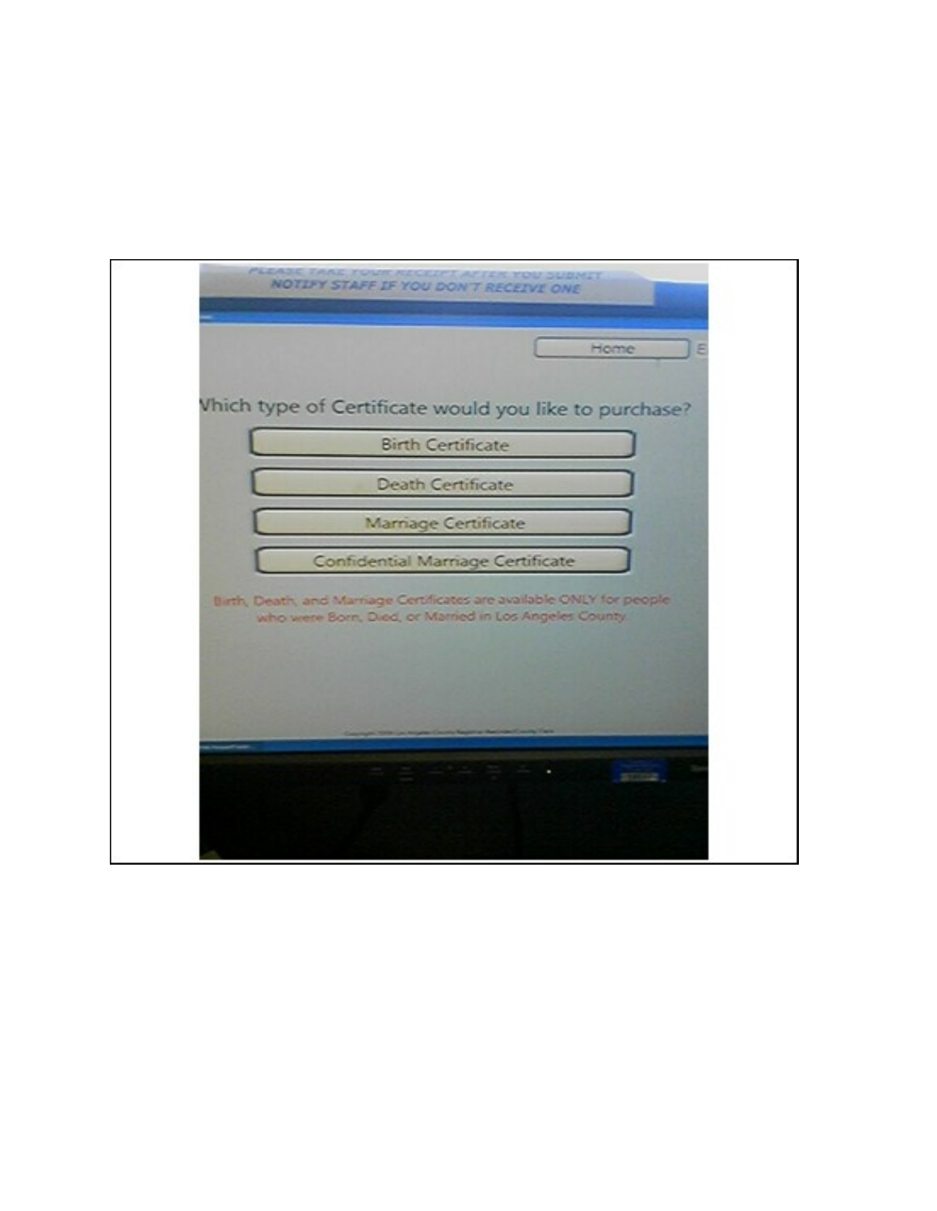PLEASE TAKE YOUR RECEIPT AFTER YOU SUBMIT
NOTIFY STAFF IF YOU DON'T RECEIVE ONE

Home

Which type of Certificate would you like to purchase?

Birth Certificate

Death Certificate

Marriage Certificate

Confidential Marriage Certificate

Birth, Death, and Marriage Certificates are available ONLY for people who were Born, Died, or Married in Los Angeles County